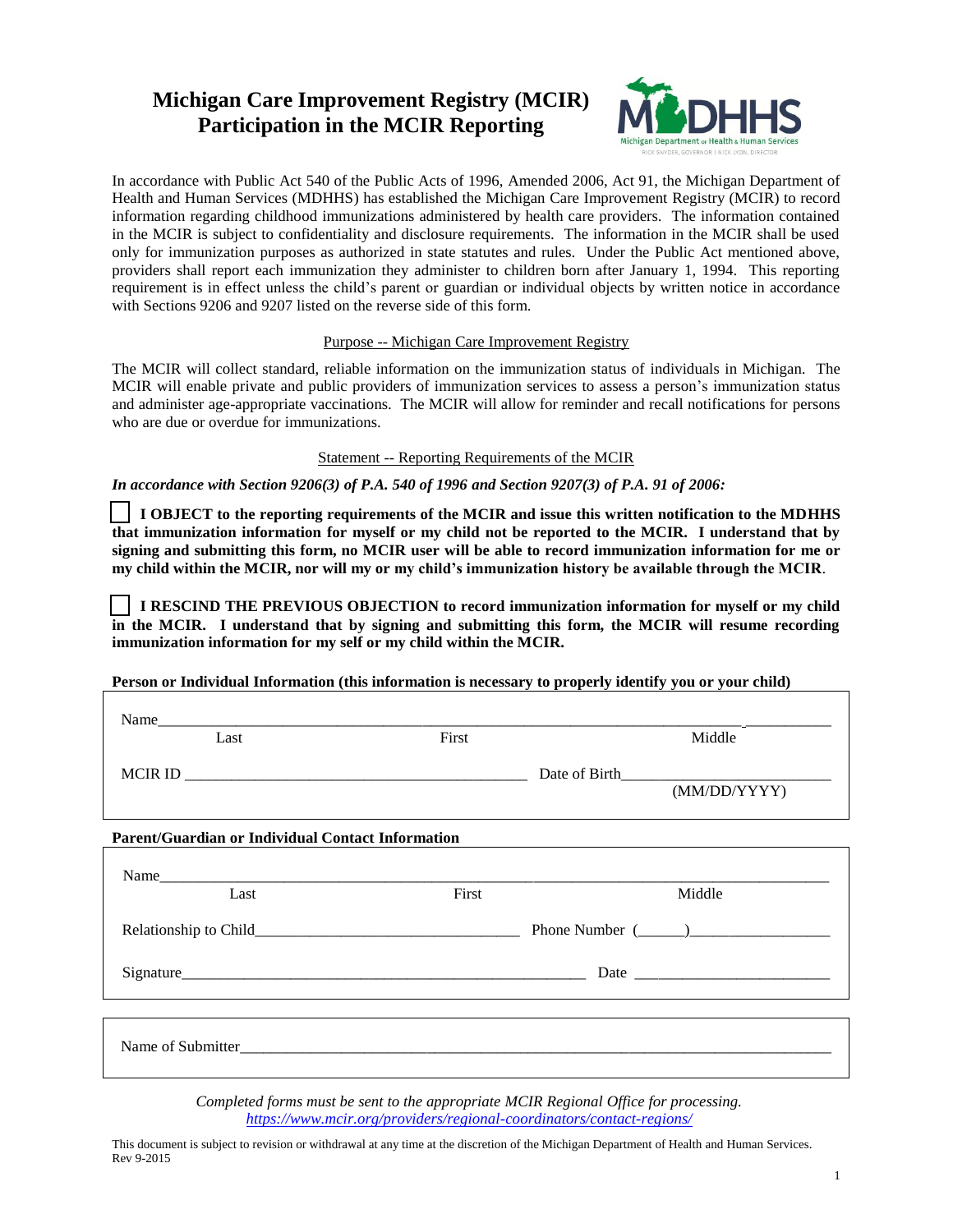# Michigan Care Improvement Registry (MCIR) Participation in the MCIR Reporting

MDHHS
Michigan Department of Health & Human Services
RICK SNYDER, GOVERNOR | NICK LYON, DIRECTOR

In accordance with Public Act 540 of the Public Acts of 1996, Amended 2006, Act 91, the Michigan Department of Health and Human Services (MDHHS) has established the Michigan Care Improvement Registry (MCIR) to record information regarding childhood immunizations administered by health care providers. The information contained in the MCIR is subject to confidentiality and disclosure requirements. The information in the MCIR shall be used only for immunization purposes as authorized in state statutes and rules. Under the Public Act mentioned above, providers shall report each immunization they administer to children born after January 1, 1994. This reporting requirement is in effect unless the child's parent or guardian or individual objects by written notice in accordance with Sections 9206 and 9207 listed on the reverse side of this form.

## Purpose -- Michigan Care Improvement Registry

The MCIR will collect standard, reliable information on the immunization status of individuals in Michigan. The MCIR will enable private and public providers of immunization services to assess a person's immunization status and administer age-appropriate vaccinations. The MCIR will allow for reminder and recall notifications for persons who are due or overdue for immunizations.

## Statement -- Reporting Requirements of the MCIR

***In accordance with Section 9206(3) of P.A. 540 of 1996 and Section 9207(3) of P.A. 91 of 2006:***

☐ **I OBJECT to the reporting requirements of the MCIR and issue this written notification to the MDHHS that immunization information for myself or my child not be reported to the MCIR. I understand that by signing and submitting this form, no MCIR user will be able to record immunization information for me or my child within the MCIR, nor will my or my child's immunization history be available through the MCIR**.

☐ **I RESCIND THE PREVIOUS OBJECTION to record immunization information for myself or my child in the MCIR. I understand that by signing and submitting this form, the MCIR will resume recording immunization information for my self or my child within the MCIR.**

**Person or Individual Information (this information is necessary to properly identify you or your child)**

Name\_\_\_\_\_\_\_\_\_\_\_\_\_\_\_\_\_\_\_\_\_\_\_\_\_\_\_\_\_\_\_\_\_\_\_\_\_\_\_\_\_\_\_\_\_\_\_\_\_\_\_\_\_\_\_\_\_\_\_\_\_\_\_\_\_\_
Last First Middle

MCIR ID \_\_\_\_\_\_\_\_\_\_\_\_\_\_\_\_\_\_\_\_\_\_\_\_\_\_\_\_\_\_ Date of Birth\_\_\_\_\_\_\_\_\_\_\_\_\_\_\_\_\_\_\_\_
(MM/DD/YYYY)

**Parent/Guardian or Individual Contact Information**

Name\_\_\_\_\_\_\_\_\_\_\_\_\_\_\_\_\_\_\_\_\_\_\_\_\_\_\_\_\_\_\_\_\_\_\_\_\_\_\_\_\_\_\_\_\_\_\_\_\_\_\_\_\_\_\_\_\_\_\_\_\_\_\_\_\_\_
Last First Middle

Relationship to Child\_\_\_\_\_\_\_\_\_\_\_\_\_\_\_\_\_\_\_\_\_\_\_\_ Phone Number (\_\_\_\_\_\_)\_\_\_\_\_\_\_\_\_\_\_\_\_\_\_\_

Signature\_\_\_\_\_\_\_\_\_\_\_\_\_\_\_\_\_\_\_\_\_\_\_\_\_\_\_\_\_\_\_\_\_\_\_\_\_\_\_\_ Date \_\_\_\_\_\_\_\_\_\_\_\_\_\_\_\_\_\_\_\_

Name of Submitter\_\_\_\_\_\_\_\_\_\_\_\_\_\_\_\_\_\_\_\_\_\_\_\_\_\_\_\_\_\_\_\_\_\_\_\_\_\_\_\_\_\_\_\_\_\_\_\_\_\_\_\_\_\_\_\_

*Completed forms must be sent to the appropriate MCIR Regional Office for processing.*
*https://www.mcir.org/providers/regional-coordinators/contact-regions/*

This document is subject to revision or withdrawal at any time at the discretion of the Michigan Department of Health and Human Services.
Rev 9-2015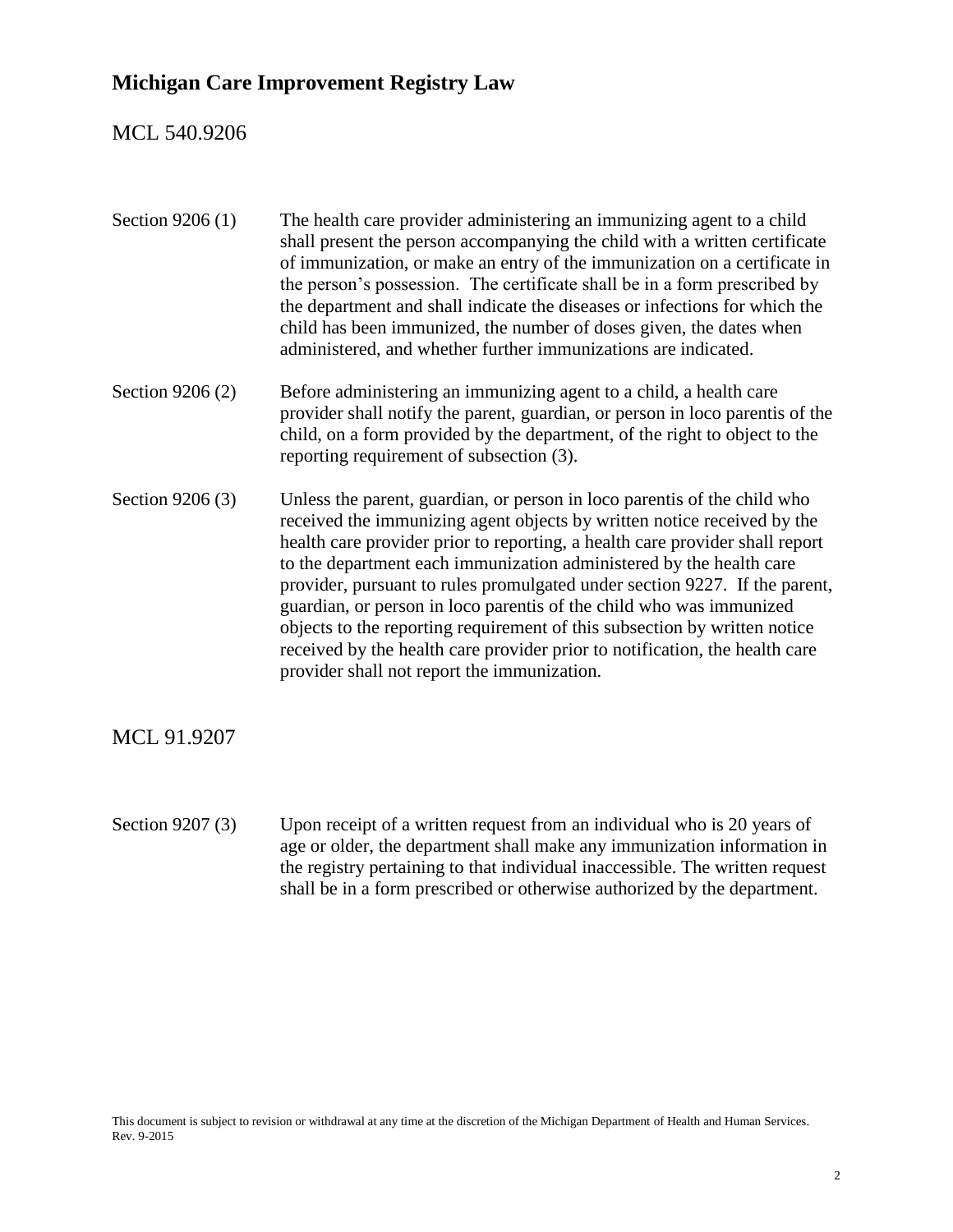## Michigan Care Improvement Registry Law

### MCL 540.9206

| | |
|---|---|
| Section 9206 (1) | The health care provider administering an immunizing agent to a child shall present the person accompanying the child with a written certificate of immunization, or make an entry of the immunization on a certificate in the person's possession. The certificate shall be in a form prescribed by the department and shall indicate the diseases or infections for which the child has been immunized, the number of doses given, the dates when administered, and whether further immunizations are indicated. |
| Section 9206 (2) | Before administering an immunizing agent to a child, a health care provider shall notify the parent, guardian, or person in loco parentis of the child, on a form provided by the department, of the right to object to the reporting requirement of subsection (3). |
| Section 9206 (3) | Unless the parent, guardian, or person in loco parentis of the child who received the immunizing agent objects by written notice received by the health care provider prior to reporting, a health care provider shall report to the department each immunization administered by the health care provider, pursuant to rules promulgated under section 9227. If the parent, guardian, or person in loco parentis of the child who was immunized objects to the reporting requirement of this subsection by written notice received by the health care provider prior to notification, the health care provider shall not report the immunization. |

### MCL 91.9207

| | |
|---|---|
| Section 9207 (3) | Upon receipt of a written request from an individual who is 20 years of age or older, the department shall make any immunization information in the registry pertaining to that individual inaccessible. The written request shall be in a form prescribed or otherwise authorized by the department. |

This document is subject to revision or withdrawal at any time at the discretion of the Michigan Department of Health and Human Services.
Rev. 9-2015